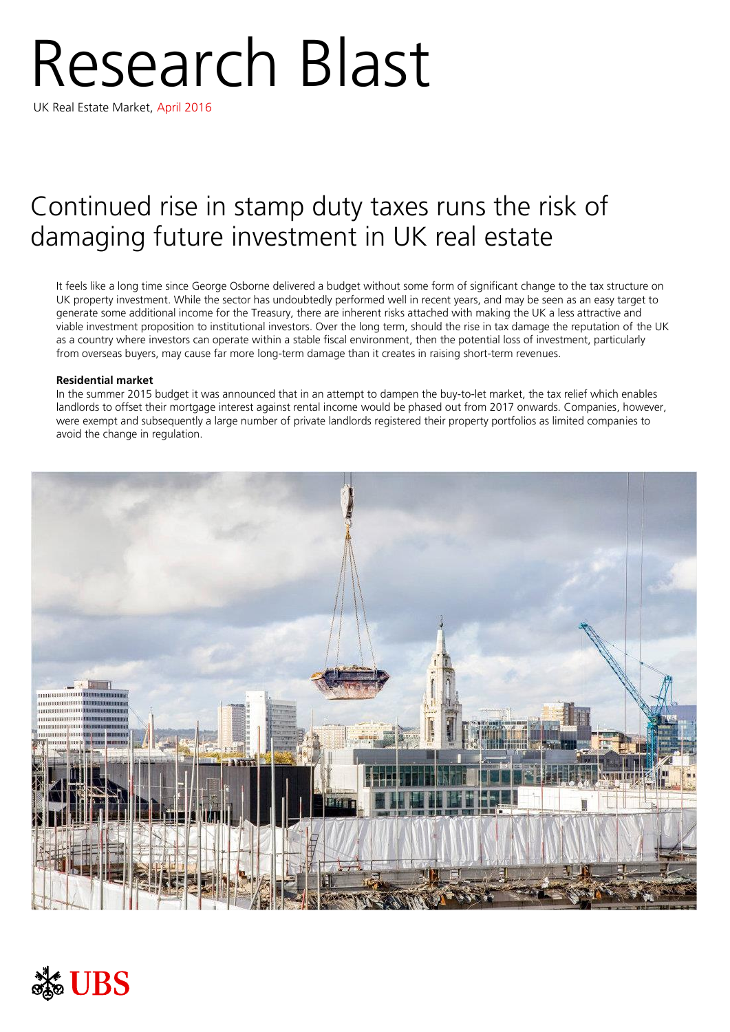# Research Blast

UK Real Estate Market, April 2016

## Continued rise in stamp duty taxes runs the risk of damaging future investment in UK real estate

It feels like a long time since George Osborne delivered a budget without some form of significant change to the tax structure on UK property investment. While the sector has undoubtedly performed well in recent years, and may be seen as an easy target to generate some additional income for the Treasury, there are inherent risks attached with making the UK a less attractive and viable investment proposition to institutional investors. Over the long term, should the rise in tax damage the reputation of the UK as a country where investors can operate within a stable fiscal environment, then the potential loss of investment, particularly from overseas buyers, may cause far more long-term damage than it creates in raising short-term revenues.

**Residential market**

In the summer 2015 budget it was announced that in an attempt to dampen the buy-to-let market, the tax relief which enables landlords to offset their mortgage interest against rental income would be phased out from 2017 onwards. Companies, however, were exempt and subsequently a large number of private landlords registered their property portfolios as limited companies to avoid the change in regulation.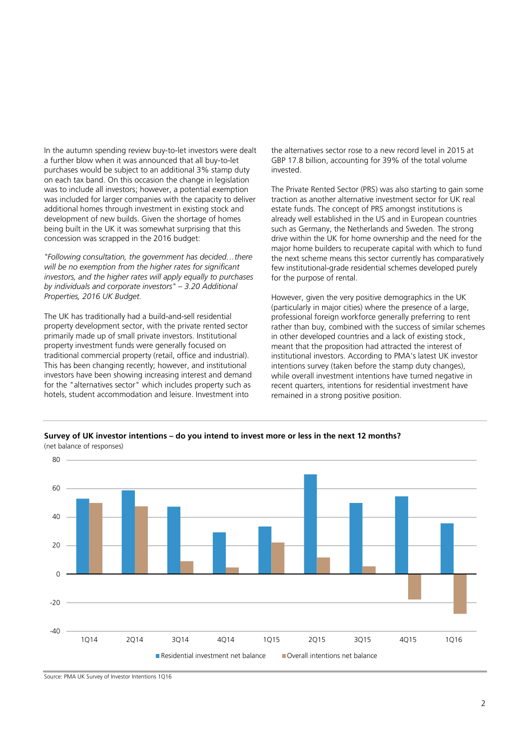In the autumn spending review buy-to-let investors were dealt a further blow when it was announced that all buy-to-let purchases would be subject to an additional 3% stamp duty on each tax band. On this occasion the change in legislation was to include all investors; however, a potential exemption was included for larger companies with the capacity to deliver additional homes through investment in existing stock and development of new builds. Given the shortage of homes being built in the UK it was somewhat surprising that this concession was scrapped in the 2016 budget:

*"Following consultation, the government has decided…there will be no exemption from the higher rates for significant investors, and the higher rates will apply equally to purchases by individuals and corporate investors" – 3.20 Additional Properties, 2016 UK Budget.*

The UK has traditionally had a build-and-sell residential property development sector, with the private rented sector primarily made up of small private investors. Institutional property investment funds were generally focused on traditional commercial property (retail, office and industrial). This has been changing recently; however, and institutional investors have been showing increasing interest and demand for the "alternatives sector" which includes property such as hotels, student accommodation and leisure. Investment into the alternatives sector rose to a new record level in 2015 at GBP 17.8 billion, accounting for 39% of the total volume invested.

The Private Rented Sector (PRS) was also starting to gain some traction as another alternative investment sector for UK real estate funds. The concept of PRS amongst institutions is already well established in the US and in European countries such as Germany, the Netherlands and Sweden. The strong drive within the UK for home ownership and the need for the major home builders to recuperate capital with which to fund the next scheme means this sector currently has comparatively few institutional-grade residential schemes developed purely for the purpose of rental.

However, given the very positive demographics in the UK (particularly in major cities) where the presence of a large, professional foreign workforce generally preferring to rent rather than buy, combined with the success of similar schemes in other developed countries and a lack of existing stock, meant that the proposition had attracted the interest of institutional investors. According to PMA's latest UK investor intentions survey (taken before the stamp duty changes), while overall investment intentions have turned negative in recent quarters, intentions for residential investment have remained in a strong positive position.

**Survey of UK investor intentions – do you intend to invest more or less in the next 12 months?**
(net balance of responses)

| | 1Q14 | 2Q14 | 3Q14 | 4Q14 | 1Q15 | 2Q15 | 3Q15 | 4Q15 | 1Q16 |
|---|---|---|---|---|---|---|---|---|---|
| Residential investment net balance | 53 | 59 | 47 | 29 | 33 | 70 | 50 | 55 | 36 |
| Overall intentions net balance | 50 | 48 | 9 | 5 | 22 | 12 | 5 | -18 | -28 |

Source: PMA UK Survey of Investor Intentions 1Q16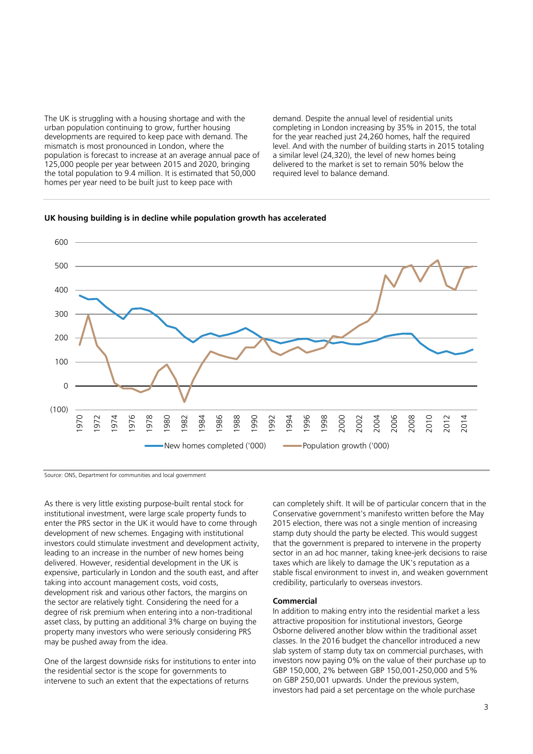The UK is struggling with a housing shortage and with the urban population continuing to grow, further housing developments are required to keep pace with demand. The mismatch is most pronounced in London, where the population is forecast to increase at an average annual pace of 125,000 people per year between 2015 and 2020, bringing the total population to 9.4 million. It is estimated that 50,000 homes per year need to be built just to keep pace with demand. Despite the annual level of residential units completing in London increasing by 35% in 2015, the total for the year reached just 24,260 homes, half the required level. And with the number of building starts in 2015 totaling a similar level (24,320), the level of new homes being delivered to the market is set to remain 50% below the required level to balance demand.

**UK housing building is in decline while population growth has accelerated**

Source: ONS, Department for communities and local government

As there is very little existing purpose-built rental stock for institutional investment, were large scale property funds to enter the PRS sector in the UK it would have to come through development of new schemes. Engaging with institutional investors could stimulate investment and development activity, leading to an increase in the number of new homes being delivered. However, residential development in the UK is expensive, particularly in London and the south east, and after taking into account management costs, void costs, development risk and various other factors, the margins on the sector are relatively tight. Considering the need for a degree of risk premium when entering into a non-traditional asset class, by putting an additional 3% charge on buying the property many investors who were seriously considering PRS may be pushed away from the idea.

One of the largest downside risks for institutions to enter into the residential sector is the scope for governments to intervene to such an extent that the expectations of returns can completely shift. It will be of particular concern that in the Conservative government's manifesto written before the May 2015 election, there was not a single mention of increasing stamp duty should the party be elected. This would suggest that the government is prepared to intervene in the property sector in an ad hoc manner, taking knee-jerk decisions to raise taxes which are likely to damage the UK's reputation as a stable fiscal environment to invest in, and weaken government credibility, particularly to overseas investors.

**Commercial**

In addition to making entry into the residential market a less attractive proposition for institutional investors, George Osborne delivered another blow within the traditional asset classes. In the 2016 budget the chancellor introduced a new slab system of stamp duty tax on commercial purchases, with investors now paying 0% on the value of their purchase up to GBP 150,000, 2% between GBP 150,001-250,000 and 5% on GBP 250,001 upwards. Under the previous system, investors had paid a set percentage on the whole purchase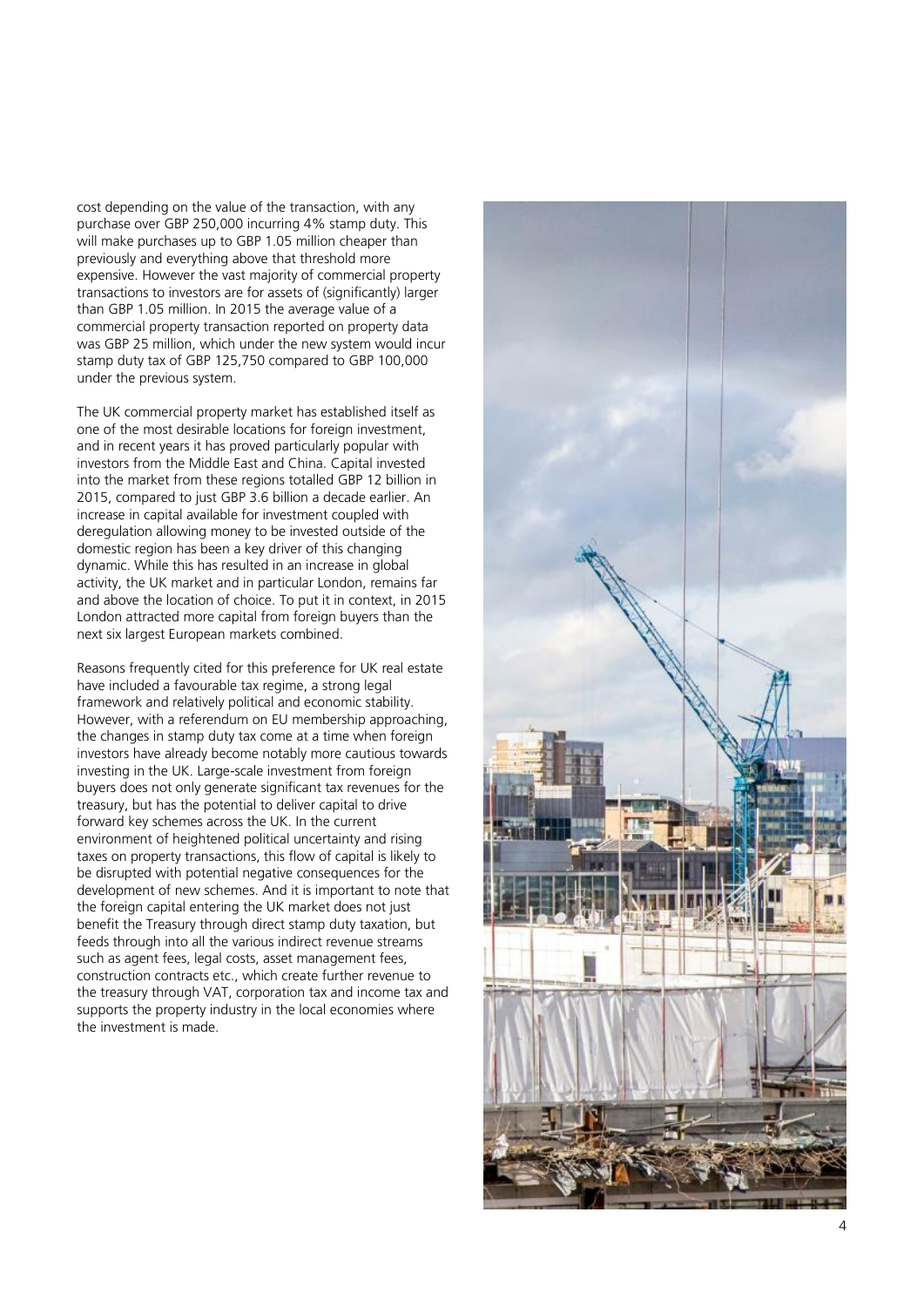cost depending on the value of the transaction, with any purchase over GBP 250,000 incurring 4% stamp duty. This will make purchases up to GBP 1.05 million cheaper than previously and everything above that threshold more expensive. However the vast majority of commercial property transactions to investors are for assets of (significantly) larger than GBP 1.05 million. In 2015 the average value of a commercial property transaction reported on property data was GBP 25 million, which under the new system would incur stamp duty tax of GBP 125,750 compared to GBP 100,000 under the previous system.

The UK commercial property market has established itself as one of the most desirable locations for foreign investment, and in recent years it has proved particularly popular with investors from the Middle East and China. Capital invested into the market from these regions totalled GBP 12 billion in 2015, compared to just GBP 3.6 billion a decade earlier. An increase in capital available for investment coupled with deregulation allowing money to be invested outside of the domestic region has been a key driver of this changing dynamic. While this has resulted in an increase in global activity, the UK market and in particular London, remains far and above the location of choice. To put it in context, in 2015 London attracted more capital from foreign buyers than the next six largest European markets combined.

Reasons frequently cited for this preference for UK real estate have included a favourable tax regime, a strong legal framework and relatively political and economic stability. However, with a referendum on EU membership approaching, the changes in stamp duty tax come at a time when foreign investors have already become notably more cautious towards investing in the UK. Large-scale investment from foreign buyers does not only generate significant tax revenues for the treasury, but has the potential to deliver capital to drive forward key schemes across the UK. In the current environment of heightened political uncertainty and rising taxes on property transactions, this flow of capital is likely to be disrupted with potential negative consequences for the development of new schemes. And it is important to note that the foreign capital entering the UK market does not just benefit the Treasury through direct stamp duty taxation, but feeds through into all the various indirect revenue streams such as agent fees, legal costs, asset management fees, construction contracts etc., which create further revenue to the treasury through VAT, corporation tax and income tax and supports the property industry in the local economies where the investment is made.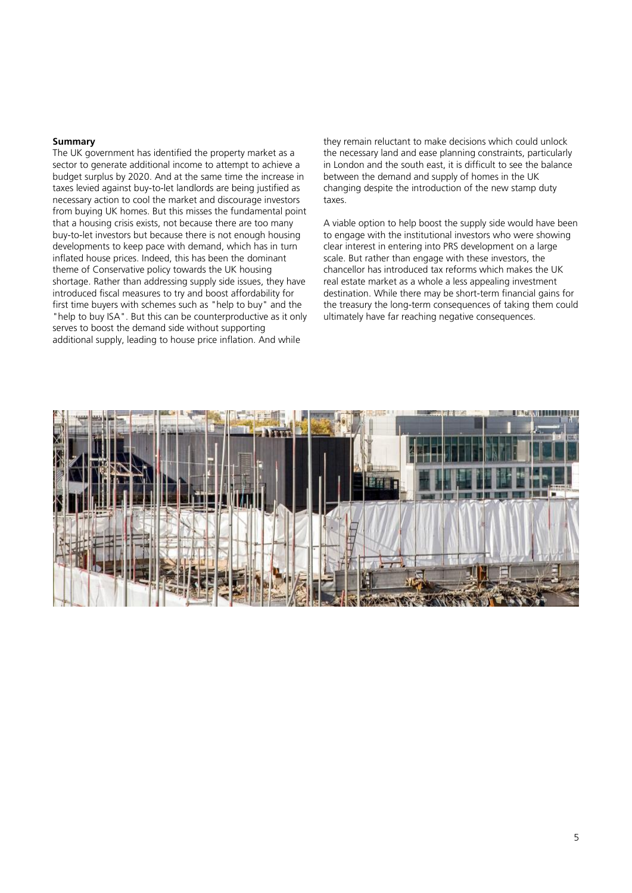**Summary**

The UK government has identified the property market as a sector to generate additional income to attempt to achieve a budget surplus by 2020. And at the same time the increase in taxes levied against buy-to-let landlords are being justified as necessary action to cool the market and discourage investors from buying UK homes. But this misses the fundamental point that a housing crisis exists, not because there are too many buy-to-let investors but because there is not enough housing developments to keep pace with demand, which has in turn inflated house prices. Indeed, this has been the dominant theme of Conservative policy towards the UK housing shortage. Rather than addressing supply side issues, they have introduced fiscal measures to try and boost affordability for first time buyers with schemes such as "help to buy" and the "help to buy ISA". But this can be counterproductive as it only serves to boost the demand side without supporting additional supply, leading to house price inflation. And while they remain reluctant to make decisions which could unlock the necessary land and ease planning constraints, particularly in London and the south east, it is difficult to see the balance between the demand and supply of homes in the UK changing despite the introduction of the new stamp duty taxes.

A viable option to help boost the supply side would have been to engage with the institutional investors who were showing clear interest in entering into PRS development on a large scale. But rather than engage with these investors, the chancellor has introduced tax reforms which makes the UK real estate market as a whole a less appealing investment destination. While there may be short-term financial gains for the treasury the long-term consequences of taking them could ultimately have far reaching negative consequences.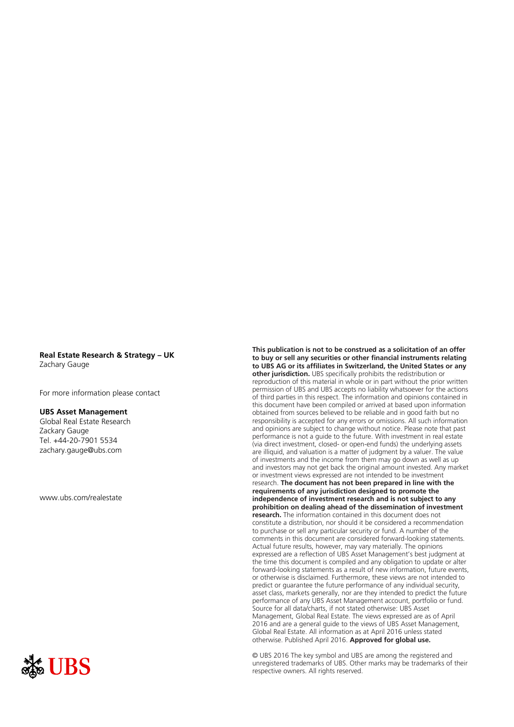**Real Estate Research & Strategy – UK**
Zachary Gauge

For more information please contact

**UBS Asset Management**
Global Real Estate Research
Zackary Gauge
Tel. +44-20-7901 5534
zachary.gauge@ubs.com

www.ubs.com/realestate

**This publication is not to be construed as a solicitation of an offer to buy or sell any securities or other financial instruments relating to UBS AG or its affiliates in Switzerland, the United States or any other jurisdiction.** UBS specifically prohibits the redistribution or reproduction of this material in whole or in part without the prior written permission of UBS and UBS accepts no liability whatsoever for the actions of third parties in this respect. The information and opinions contained in this document have been compiled or arrived at based upon information obtained from sources believed to be reliable and in good faith but no responsibility is accepted for any errors or omissions. All such information and opinions are subject to change without notice. Please note that past performance is not a guide to the future. With investment in real estate (via direct investment, closed- or open-end funds) the underlying assets are illiquid, and valuation is a matter of judgment by a valuer. The value of investments and the income from them may go down as well as up and investors may not get back the original amount invested. Any market or investment views expressed are not intended to be investment research. **The document has not been prepared in line with the requirements of any jurisdiction designed to promote the independence of investment research and is not subject to any prohibition on dealing ahead of the dissemination of investment research.** The information contained in this document does not constitute a distribution, nor should it be considered a recommendation to purchase or sell any particular security or fund. A number of the comments in this document are considered forward-looking statements. Actual future results, however, may vary materially. The opinions expressed are a reflection of UBS Asset Management's best judgment at the time this document is compiled and any obligation to update or alter forward-looking statements as a result of new information, future events, or otherwise is disclaimed. Furthermore, these views are not intended to predict or guarantee the future performance of any individual security, asset class, markets generally, nor are they intended to predict the future performance of any UBS Asset Management account, portfolio or fund. Source for all data/charts, if not stated otherwise: UBS Asset Management, Global Real Estate. The views expressed are as of April 2016 and are a general guide to the views of UBS Asset Management, Global Real Estate. All information as at April 2016 unless stated otherwise. Published April 2016. **Approved for global use.**

© UBS 2016 The key symbol and UBS are among the registered and unregistered trademarks of UBS. Other marks may be trademarks of their respective owners. All rights reserved.